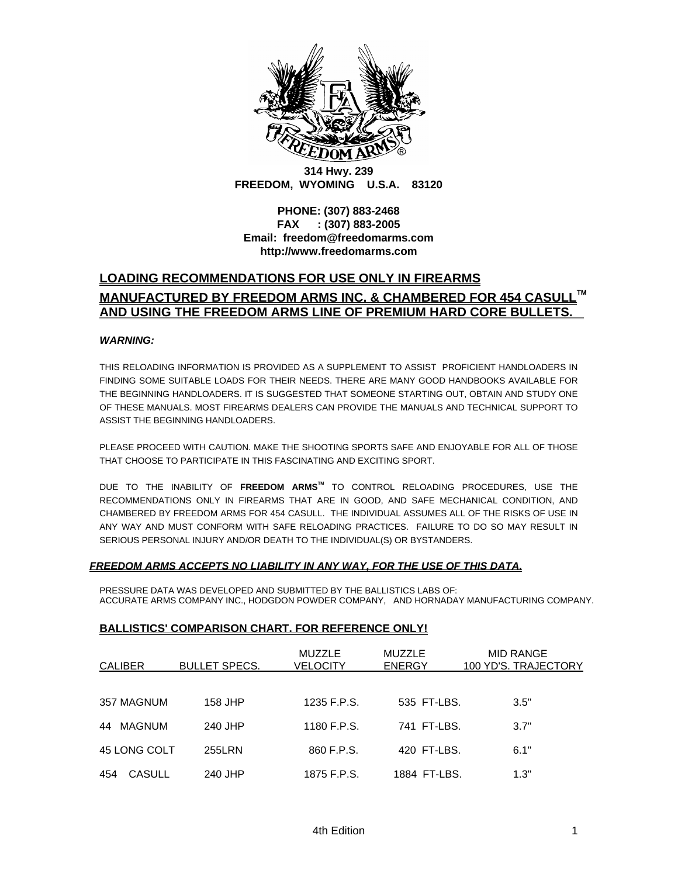314 Hwy. 239
FREEDOM, WYOMING U.S.A. 83120

PHONE: (307) 883-2468
FAX : (307) 883-2005
Email: freedom@freedomarms.com
http://www.freedomarms.com

## LOADING RECOMMENDATIONS FOR USE ONLY IN FIREARMS MANUFACTURED BY FREEDOM ARMS INC. & CHAMBERED FOR 454 CASULL™ AND USING THE FREEDOM ARMS LINE OF PREMIUM HARD CORE BULLETS.

***WARNING:***

THIS RELOADING INFORMATION IS PROVIDED AS A SUPPLEMENT TO ASSIST PROFICIENT HANDLOADERS IN FINDING SOME SUITABLE LOADS FOR THEIR NEEDS. THERE ARE MANY GOOD HANDBOOKS AVAILABLE FOR THE BEGINNING HANDLOADERS. IT IS SUGGESTED THAT SOMEONE STARTING OUT, OBTAIN AND STUDY ONE OF THESE MANUALS. MOST FIREARMS DEALERS CAN PROVIDE THE MANUALS AND TECHNICAL SUPPORT TO ASSIST THE BEGINNING HANDLOADERS.

PLEASE PROCEED WITH CAUTION. MAKE THE SHOOTING SPORTS SAFE AND ENJOYABLE FOR ALL OF THOSE THAT CHOOSE TO PARTICIPATE IN THIS FASCINATING AND EXCITING SPORT.

DUE TO THE INABILITY OF **FREEDOM ARMS™** TO CONTROL RELOADING PROCEDURES, USE THE RECOMMENDATIONS ONLY IN FIREARMS THAT ARE IN GOOD, AND SAFE MECHANICAL CONDITION, AND CHAMBERED BY FREEDOM ARMS FOR 454 CASULL. THE INDIVIDUAL ASSUMES ALL OF THE RISKS OF USE IN ANY WAY AND MUST CONFORM WITH SAFE RELOADING PRACTICES. FAILURE TO DO SO MAY RESULT IN SERIOUS PERSONAL INJURY AND/OR DEATH TO THE INDIVIDUAL(S) OR BYSTANDERS.

***FREEDOM ARMS ACCEPTS NO LIABILITY IN ANY WAY, FOR THE USE OF THIS DATA.***

PRESSURE DATA WAS DEVELOPED AND SUBMITTED BY THE BALLISTICS LABS OF:
ACCURATE ARMS COMPANY INC., HODGDON POWDER COMPANY, AND HORNADAY MANUFACTURING COMPANY.

### BALLISTICS' COMPARISON CHART. FOR REFERENCE ONLY!

| CALIBER | BULLET SPECS. | MUZZLE VELOCITY | MUZZLE ENERGY | MID RANGE 100 YD'S. TRAJECTORY |
|---|---|---|---|---|
| 357 MAGNUM | 158 JHP | 1235 F.P.S. | 535 FT-LBS. | 3.5" |
| 44 MAGNUM | 240 JHP | 1180 F.P.S. | 741 FT-LBS. | 3.7" |
| 45 LONG COLT | 255LRN | 860 F.P.S. | 420 FT-LBS. | 6.1" |
| 454 CASULL | 240 JHP | 1875 F.P.S. | 1884 FT-LBS. | 1.3" |

4th Edition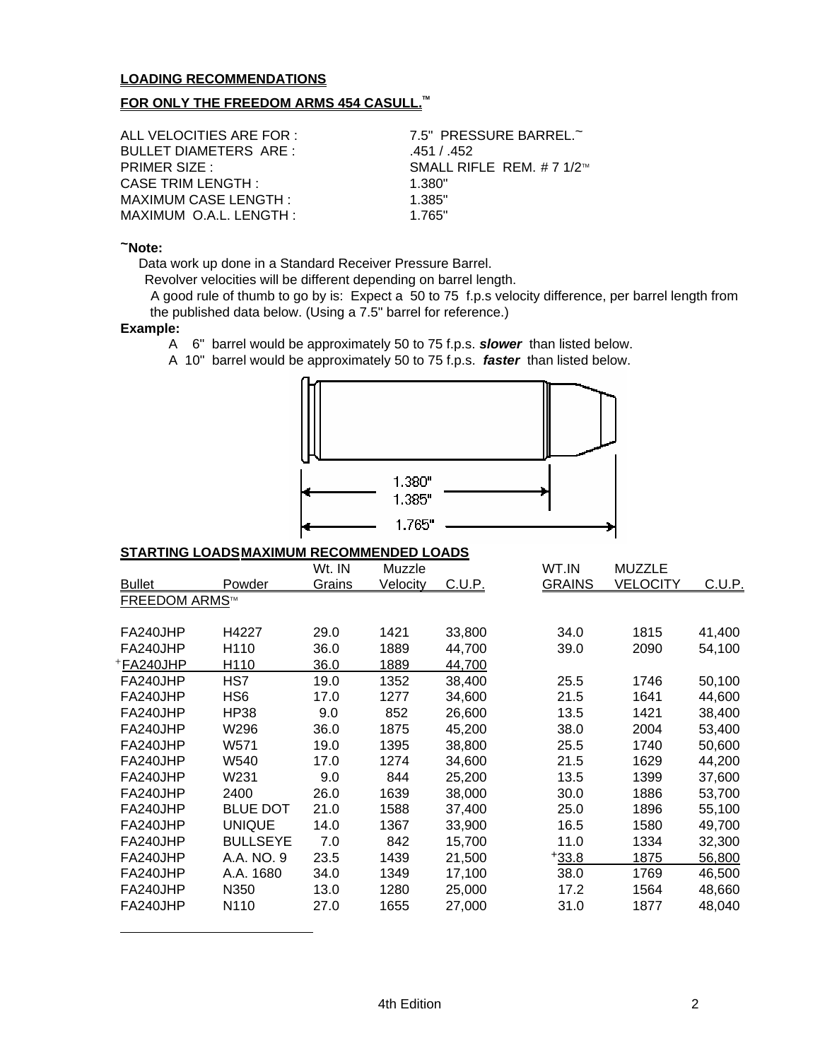**LOADING RECOMMENDATIONS**

**FOR ONLY THE FREEDOM ARMS 454 CASULL.™**

ALL VELOCITIES ARE FOR : 7.5" PRESSURE BARREL.~
BULLET DIAMETERS ARE : .451 / .452
PRIMER SIZE : SMALL RIFLE REM. # 7 1/2™
CASE TRIM LENGTH : 1.380"
MAXIMUM CASE LENGTH : 1.385"
MAXIMUM O.A.L. LENGTH : 1.765"

**~Note:**

Data work up done in a Standard Receiver Pressure Barrel.
Revolver velocities will be different depending on barrel length.
A good rule of thumb to go by is: Expect a 50 to 75 f.p.s velocity difference, per barrel length from the published data below. (Using a 7.5" barrel for reference.)

**Example:**

A 6" barrel would be approximately 50 to 75 f.p.s. ***slower*** than listed below.
A 10" barrel would be approximately 50 to 75 f.p.s. ***faster*** than listed below.

1.380"
1.385"
1.765"

**STARTING LOADS** **MAXIMUM RECOMMENDED LOADS**

| Bullet | Powder | Wt. IN Grains | Muzzle Velocity | C.U.P. | WT.IN GRAINS | MUZZLE VELOCITY | C.U.P. |
|---|---|---|---|---|---|---|---|
| FREEDOM ARMS™ | | | | | | | |
| FA240JHP | H4227 | 29.0 | 1421 | 33,800 | 34.0 | 1815 | 41,400 |
| FA240JHP | H110 | 36.0 | 1889 | 44,700 | 39.0 | 2090 | 54,100 |
| +FA240JHP | H110 | 36.0 | 1889 | 44,700 | | | |
| FA240JHP | HS7 | 19.0 | 1352 | 38,400 | 25.5 | 1746 | 50,100 |
| FA240JHP | HS6 | 17.0 | 1277 | 34,600 | 21.5 | 1641 | 44,600 |
| FA240JHP | HP38 | 9.0 | 852 | 26,600 | 13.5 | 1421 | 38,400 |
| FA240JHP | W296 | 36.0 | 1875 | 45,200 | 38.0 | 2004 | 53,400 |
| FA240JHP | W571 | 19.0 | 1395 | 38,800 | 25.5 | 1740 | 50,600 |
| FA240JHP | W540 | 17.0 | 1274 | 34,600 | 21.5 | 1629 | 44,200 |
| FA240JHP | W231 | 9.0 | 844 | 25,200 | 13.5 | 1399 | 37,600 |
| FA240JHP | 2400 | 26.0 | 1639 | 38,000 | 30.0 | 1886 | 53,700 |
| FA240JHP | BLUE DOT | 21.0 | 1588 | 37,400 | 25.0 | 1896 | 55,100 |
| FA240JHP | UNIQUE | 14.0 | 1367 | 33,900 | 16.5 | 1580 | 49,700 |
| FA240JHP | BULLSEYE | 7.0 | 842 | 15,700 | 11.0 | 1334 | 32,300 |
| FA240JHP | A.A. NO. 9 | 23.5 | 1439 | 21,500 | +33.8 | 1875 | 56,800 |
| FA240JHP | A.A. 1680 | 34.0 | 1349 | 17,100 | 38.0 | 1769 | 46,500 |
| FA240JHP | N350 | 13.0 | 1280 | 25,000 | 17.2 | 1564 | 48,660 |
| FA240JHP | N110 | 27.0 | 1655 | 27,000 | 31.0 | 1877 | 48,040 |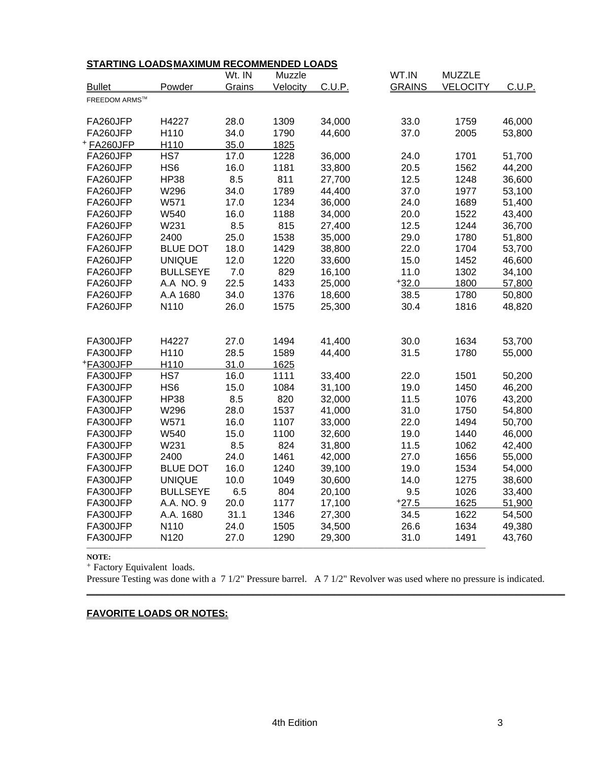| **STARTING LOADS** | **MAXIMUM RECOMMENDED LOADS** | | | | | | |
|---|---|---|---|---|---|---|---|
| Bullet | Powder | Wt. IN Grains | Muzzle Velocity | C.U.P. | WT.IN GRAINS | MUZZLE VELOCITY | C.U.P. |
| FREEDOM ARMS™ | | | | | | | |
| FA260JFP | H4227 | 28.0 | 1309 | 34,000 | 33.0 | 1759 | 46,000 |
| FA260JFP | H110 | 34.0 | 1790 | 44,600 | 37.0 | 2005 | 53,800 |
| + FA260JFP | H110 | 35.0 | 1825 | | | | |
| FA260JFP | HS7 | 17.0 | 1228 | 36,000 | 24.0 | 1701 | 51,700 |
| FA260JFP | HS6 | 16.0 | 1181 | 33,800 | 20.5 | 1562 | 44,200 |
| FA260JFP | HP38 | 8.5 | 811 | 27,700 | 12.5 | 1248 | 36,600 |
| FA260JFP | W296 | 34.0 | 1789 | 44,400 | 37.0 | 1977 | 53,100 |
| FA260JFP | W571 | 17.0 | 1234 | 36,000 | 24.0 | 1689 | 51,400 |
| FA260JFP | W540 | 16.0 | 1188 | 34,000 | 20.0 | 1522 | 43,400 |
| FA260JFP | W231 | 8.5 | 815 | 27,400 | 12.5 | 1244 | 36,700 |
| FA260JFP | 2400 | 25.0 | 1538 | 35,000 | 29.0 | 1780 | 51,800 |
| FA260JFP | BLUE DOT | 18.0 | 1429 | 38,800 | 22.0 | 1704 | 53,700 |
| FA260JFP | UNIQUE | 12.0 | 1220 | 33,600 | 15.0 | 1452 | 46,600 |
| FA260JFP | BULLSEYE | 7.0 | 829 | 16,100 | 11.0 | 1302 | 34,100 |
| FA260JFP | A.A NO. 9 | 22.5 | 1433 | 25,000 | +32.0 | 1800 | 57,800 |
| FA260JFP | A.A 1680 | 34.0 | 1376 | 18,600 | 38.5 | 1780 | 50,800 |
| FA260JFP | N110 | 26.0 | 1575 | 25,300 | 30.4 | 1816 | 48,820 |
| | | | | | | | |
| FA300JFP | H4227 | 27.0 | 1494 | 41,400 | 30.0 | 1634 | 53,700 |
| FA300JFP | H110 | 28.5 | 1589 | 44,400 | 31.5 | 1780 | 55,000 |
| +FA300JFP | H110 | 31.0 | 1625 | | | | |
| FA300JFP | HS7 | 16.0 | 1111 | 33,400 | 22.0 | 1501 | 50,200 |
| FA300JFP | HS6 | 15.0 | 1084 | 31,100 | 19.0 | 1450 | 46,200 |
| FA300JFP | HP38 | 8.5 | 820 | 32,000 | 11.5 | 1076 | 43,200 |
| FA300JFP | W296 | 28.0 | 1537 | 41,000 | 31.0 | 1750 | 54,800 |
| FA300JFP | W571 | 16.0 | 1107 | 33,000 | 22.0 | 1494 | 50,700 |
| FA300JFP | W540 | 15.0 | 1100 | 32,600 | 19.0 | 1440 | 46,000 |
| FA300JFP | W231 | 8.5 | 824 | 31,800 | 11.5 | 1062 | 42,400 |
| FA300JFP | 2400 | 24.0 | 1461 | 42,000 | 27.0 | 1656 | 55,000 |
| FA300JFP | BLUE DOT | 16.0 | 1240 | 39,100 | 19.0 | 1534 | 54,000 |
| FA300JFP | UNIQUE | 10.0 | 1049 | 30,600 | 14.0 | 1275 | 38,600 |
| FA300JFP | BULLSEYE | 6.5 | 804 | 20,100 | 9.5 | 1026 | 33,400 |
| FA300JFP | A.A. NO. 9 | 20.0 | 1177 | 17,100 | +27.5 | 1625 | 51,900 |
| FA300JFP | A.A. 1680 | 31.1 | 1346 | 27,300 | 34.5 | 1622 | 54,500 |
| FA300JFP | N110 | 24.0 | 1505 | 34,500 | 26.6 | 1634 | 49,380 |
| FA300JFP | N120 | 27.0 | 1290 | 29,300 | 31.0 | 1491 | 43,760 |

**NOTE:**

+ Factory Equivalent loads.

Pressure Testing was done with a 7 1/2" Pressure barrel. A 7 1/2" Revolver was used where no pressure is indicated.

**FAVORITE LOADS OR NOTES:**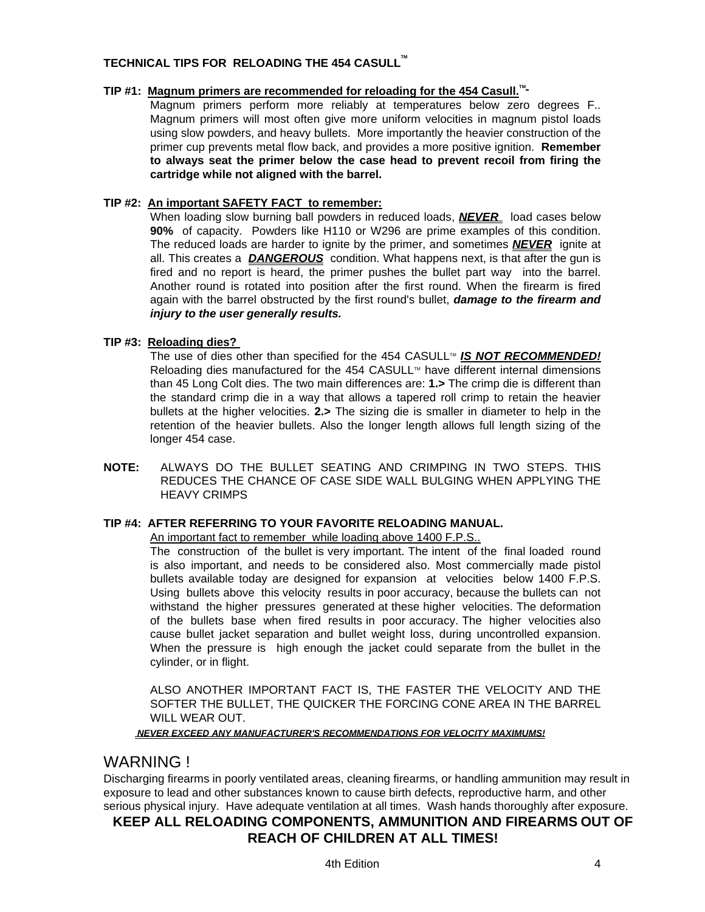## TECHNICAL TIPS FOR RELOADING THE 454 CASULL™

**TIP #1: Magnum primers are recommended for reloading for the 454 Casull.™**

Magnum primers perform more reliably at temperatures below zero degrees F.. Magnum primers will most often give more uniform velocities in magnum pistol loads using slow powders, and heavy bullets. More importantly the heavier construction of the primer cup prevents metal flow back, and provides a more positive ignition. **Remember to always seat the primer below the case head to prevent recoil from firing the cartridge while not aligned with the barrel.**

**TIP #2: An important SAFETY FACT to remember:**

When loading slow burning ball powders in reduced loads, ***NEVER*** load cases below **90%** of capacity. Powders like H110 or W296 are prime examples of this condition. The reduced loads are harder to ignite by the primer, and sometimes ***NEVER*** ignite at all. This creates a ***DANGEROUS*** condition. What happens next, is that after the gun is fired and no report is heard, the primer pushes the bullet part way into the barrel. Another round is rotated into position after the first round. When the firearm is fired again with the barrel obstructed by the first round's bullet, ***damage to the firearm and injury to the user generally results.***

**TIP #3: Reloading dies?**

The use of dies other than specified for the 454 CASULL™ ***IS NOT RECOMMENDED!*** Reloading dies manufactured for the 454 CASULL™ have different internal dimensions than 45 Long Colt dies. The two main differences are: **1.>** The crimp die is different than the standard crimp die in a way that allows a tapered roll crimp to retain the heavier bullets at the higher velocities. **2.>** The sizing die is smaller in diameter to help in the retention of the heavier bullets. Also the longer length allows full length sizing of the longer 454 case.

**NOTE:** ALWAYS DO THE BULLET SEATING AND CRIMPING IN TWO STEPS. THIS REDUCES THE CHANCE OF CASE SIDE WALL BULGING WHEN APPLYING THE HEAVY CRIMPS

**TIP #4: AFTER REFERRING TO YOUR FAVORITE RELOADING MANUAL.**

An important fact to remember while loading above 1400 F.P.S..

The construction of the bullet is very important. The intent of the final loaded round is also important, and needs to be considered also. Most commercially made pistol bullets available today are designed for expansion at velocities below 1400 F.P.S. Using bullets above this velocity results in poor accuracy, because the bullets can not withstand the higher pressures generated at these higher velocities. The deformation of the bullets base when fired results in poor accuracy. The higher velocities also cause bullet jacket separation and bullet weight loss, during uncontrolled expansion. When the pressure is high enough the jacket could separate from the bullet in the cylinder, or in flight.

ALSO ANOTHER IMPORTANT FACT IS, THE FASTER THE VELOCITY AND THE SOFTER THE BULLET, THE QUICKER THE FORCING CONE AREA IN THE BARREL WILL WEAR OUT.

***NEVER EXCEED ANY MANUFACTURER'S RECOMMENDATIONS FOR VELOCITY MAXIMUMS!***

## WARNING !

Discharging firearms in poorly ventilated areas, cleaning firearms, or handling ammunition may result in exposure to lead and other substances known to cause birth defects, reproductive harm, and other serious physical injury. Have adequate ventilation at all times. Wash hands thoroughly after exposure.

**KEEP ALL RELOADING COMPONENTS, AMMUNITION AND FIREARMS OUT OF REACH OF CHILDREN AT ALL TIMES!**

4th Edition